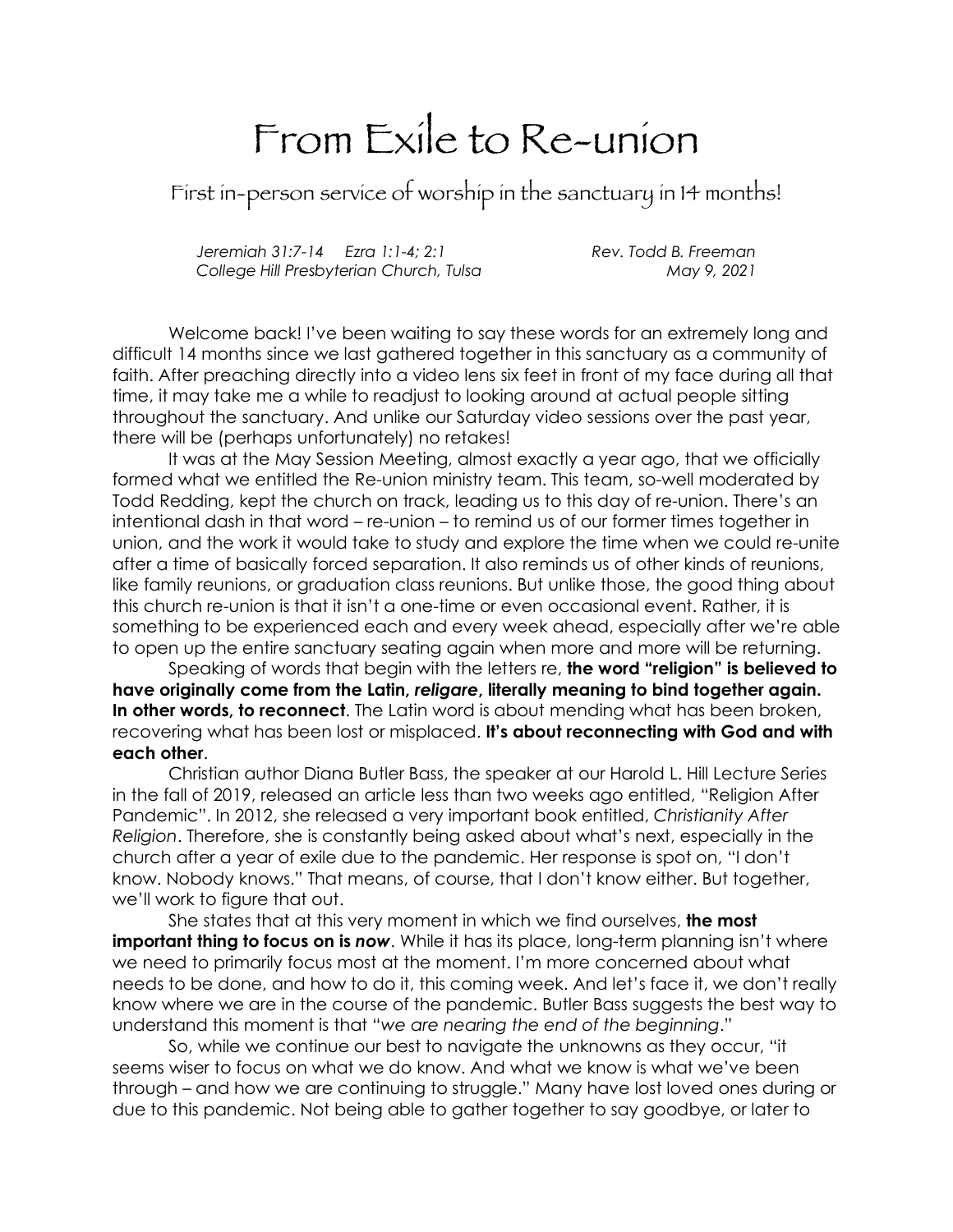# From Exile to Re-union

First in-person service of worship in the sanctuary in 14 months!

*Jeremiah 31:7-14 Ezra 1:1-4; 2:1* *Rev. Todd B. Freeman*
*College Hill Presbyterian Church, Tulsa* *May 9, 2021*

Welcome back! I've been waiting to say these words for an extremely long and difficult 14 months since we last gathered together in this sanctuary as a community of faith. After preaching directly into a video lens six feet in front of my face during all that time, it may take me a while to readjust to looking around at actual people sitting throughout the sanctuary. And unlike our Saturday video sessions over the past year, there will be (perhaps unfortunately) no retakes!

It was at the May Session Meeting, almost exactly a year ago, that we officially formed what we entitled the Re-union ministry team. This team, so-well moderated by Todd Redding, kept the church on track, leading us to this day of re-union. There's an intentional dash in that word – re-union – to remind us of our former times together in union, and the work it would take to study and explore the time when we could re-unite after a time of basically forced separation. It also reminds us of other kinds of reunions, like family reunions, or graduation class reunions. But unlike those, the good thing about this church re-union is that it isn't a one-time or even occasional event. Rather, it is something to be experienced each and every week ahead, especially after we're able to open up the entire sanctuary seating again when more and more will be returning.

Speaking of words that begin with the letters re, **the word "religion" is believed to have originally come from the Latin, *religare*, literally meaning to bind together again. In other words, to reconnect**. The Latin word is about mending what has been broken, recovering what has been lost or misplaced. **It's about reconnecting with God and with each other**.

Christian author Diana Butler Bass, the speaker at our Harold L. Hill Lecture Series in the fall of 2019, released an article less than two weeks ago entitled, "Religion After Pandemic". In 2012, she released a very important book entitled, *Christianity After Religion*. Therefore, she is constantly being asked about what's next, especially in the church after a year of exile due to the pandemic. Her response is spot on, "I don't know. Nobody knows." That means, of course, that I don't know either. But together, we'll work to figure that out.

She states that at this very moment in which we find ourselves, **the most important thing to focus on is *now***. While it has its place, long-term planning isn't where we need to primarily focus most at the moment. I'm more concerned about what needs to be done, and how to do it, this coming week. And let's face it, we don't really know where we are in the course of the pandemic. Butler Bass suggests the best way to understand this moment is that "*we are nearing the end of the beginning*."

So, while we continue our best to navigate the unknowns as they occur, "it seems wiser to focus on what we do know. And what we know is what we've been through – and how we are continuing to struggle." Many have lost loved ones during or due to this pandemic. Not being able to gather together to say goodbye, or later to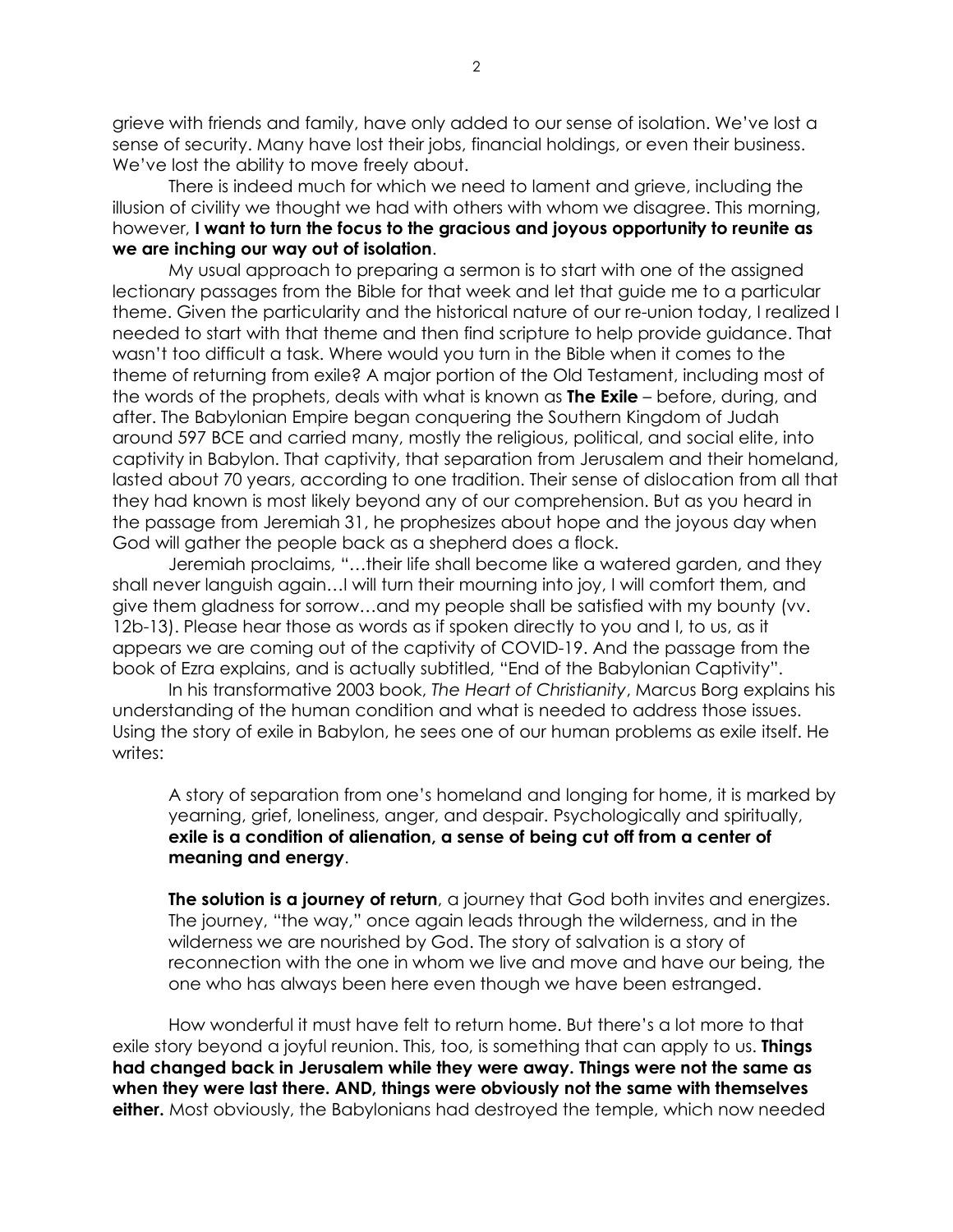grieve with friends and family, have only added to our sense of isolation. We've lost a sense of security. Many have lost their jobs, financial holdings, or even their business. We've lost the ability to move freely about.

There is indeed much for which we need to lament and grieve, including the illusion of civility we thought we had with others with whom we disagree. This morning, however, **I want to turn the focus to the gracious and joyous opportunity to reunite as we are inching our way out of isolation**.

My usual approach to preparing a sermon is to start with one of the assigned lectionary passages from the Bible for that week and let that guide me to a particular theme. Given the particularity and the historical nature of our re-union today, I realized I needed to start with that theme and then find scripture to help provide guidance. That wasn't too difficult a task. Where would you turn in the Bible when it comes to the theme of returning from exile? A major portion of the Old Testament, including most of the words of the prophets, deals with what is known as **The Exile** – before, during, and after. The Babylonian Empire began conquering the Southern Kingdom of Judah around 597 BCE and carried many, mostly the religious, political, and social elite, into captivity in Babylon. That captivity, that separation from Jerusalem and their homeland, lasted about 70 years, according to one tradition. Their sense of dislocation from all that they had known is most likely beyond any of our comprehension. But as you heard in the passage from Jeremiah 31, he prophesizes about hope and the joyous day when God will gather the people back as a shepherd does a flock.

Jeremiah proclaims, "…their life shall become like a watered garden, and they shall never languish again…I will turn their mourning into joy, I will comfort them, and give them gladness for sorrow…and my people shall be satisfied with my bounty (vv. 12b-13). Please hear those as words as if spoken directly to you and I, to us, as it appears we are coming out of the captivity of COVID-19. And the passage from the book of Ezra explains, and is actually subtitled, "End of the Babylonian Captivity".

In his transformative 2003 book, *The Heart of Christianity*, Marcus Borg explains his understanding of the human condition and what is needed to address those issues. Using the story of exile in Babylon, he sees one of our human problems as exile itself. He writes:

> A story of separation from one's homeland and longing for home, it is marked by yearning, grief, loneliness, anger, and despair. Psychologically and spiritually, **exile is a condition of alienation, a sense of being cut off from a center of meaning and energy**.
>
> **The solution is a journey of return**, a journey that God both invites and energizes. The journey, "the way," once again leads through the wilderness, and in the wilderness we are nourished by God. The story of salvation is a story of reconnection with the one in whom we live and move and have our being, the one who has always been here even though we have been estranged.

How wonderful it must have felt to return home. But there's a lot more to that exile story beyond a joyful reunion. This, too, is something that can apply to us. **Things had changed back in Jerusalem while they were away. Things were not the same as when they were last there. AND, things were obviously not the same with themselves either.** Most obviously, the Babylonians had destroyed the temple, which now needed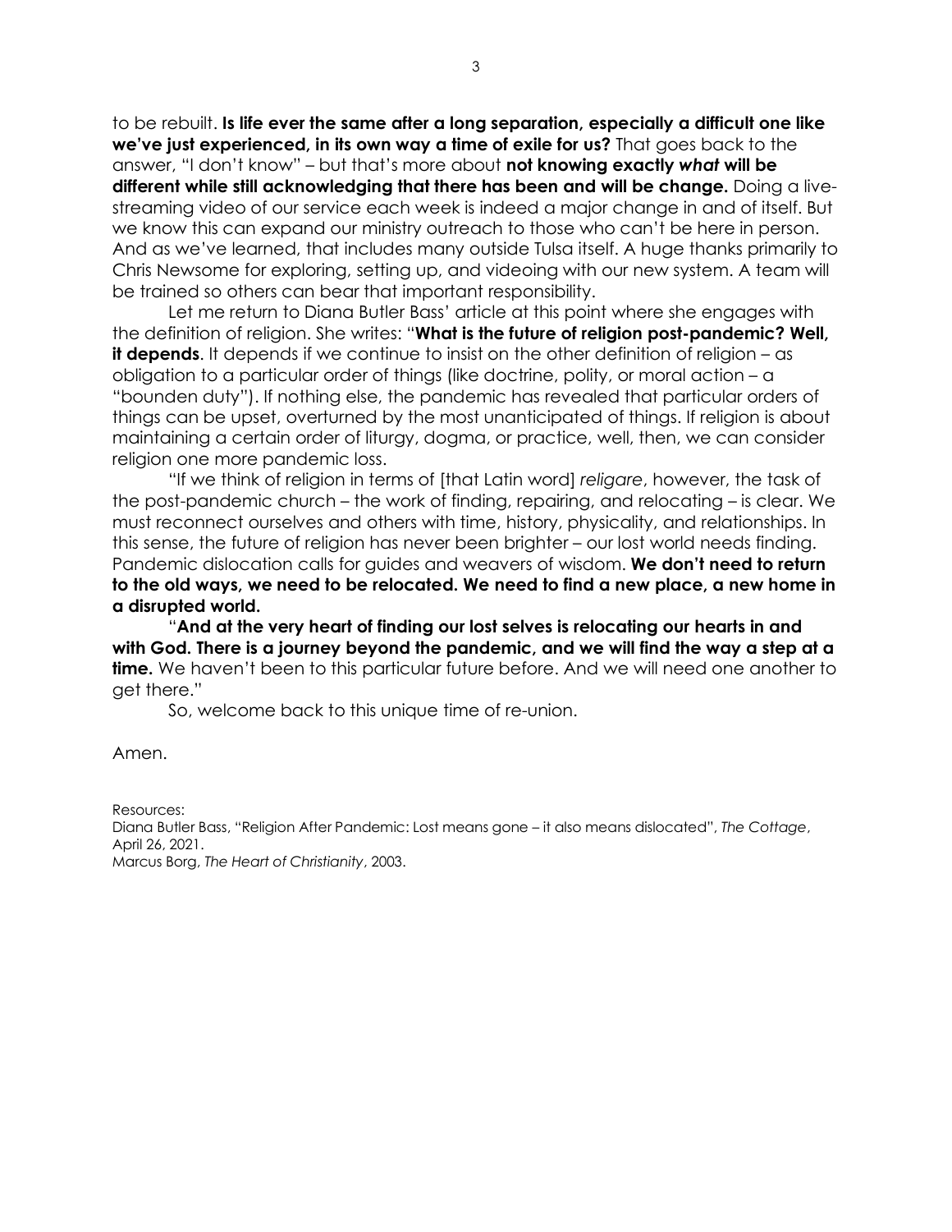to be rebuilt. **Is life ever the same after a long separation, especially a difficult one like we've just experienced, in its own way a time of exile for us?** That goes back to the answer, "I don't know" – but that's more about **not knowing exactly *what* will be different while still acknowledging that there has been and will be change.** Doing a live-streaming video of our service each week is indeed a major change in and of itself. But we know this can expand our ministry outreach to those who can't be here in person. And as we've learned, that includes many outside Tulsa itself. A huge thanks primarily to Chris Newsome for exploring, setting up, and videoing with our new system. A team will be trained so others can bear that important responsibility.

Let me return to Diana Butler Bass' article at this point where she engages with the definition of religion. She writes: "**What is the future of religion post-pandemic? Well, it depends**. It depends if we continue to insist on the other definition of religion – as obligation to a particular order of things (like doctrine, polity, or moral action – a "bounden duty"). If nothing else, the pandemic has revealed that particular orders of things can be upset, overturned by the most unanticipated of things. If religion is about maintaining a certain order of liturgy, dogma, or practice, well, then, we can consider religion one more pandemic loss.

"If we think of religion in terms of [that Latin word] *religare*, however, the task of the post-pandemic church – the work of finding, repairing, and relocating – is clear. We must reconnect ourselves and others with time, history, physicality, and relationships. In this sense, the future of religion has never been brighter – our lost world needs finding. Pandemic dislocation calls for guides and weavers of wisdom. **We don't need to return to the old ways, we need to be relocated. We need to find a new place, a new home in a disrupted world.**

"**And at the very heart of finding our lost selves is relocating our hearts in and with God. There is a journey beyond the pandemic, and we will find the way a step at a time.** We haven't been to this particular future before. And we will need one another to get there."

So, welcome back to this unique time of re-union.

Amen.

Resources:
Diana Butler Bass, "Religion After Pandemic: Lost means gone – it also means dislocated", *The Cottage*, April 26, 2021.
Marcus Borg, *The Heart of Christianity*, 2003.